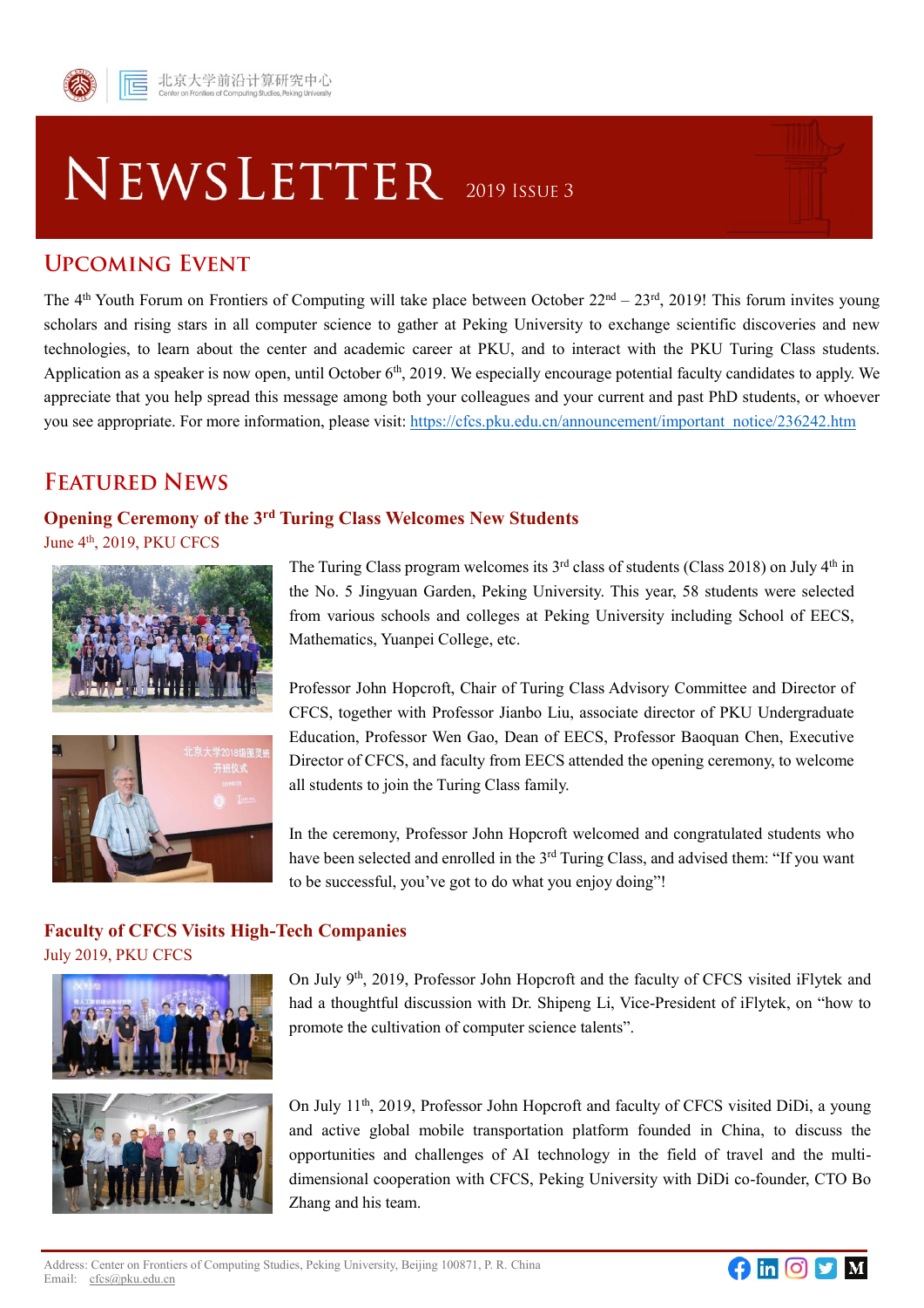# NEWSLETTER 2019 ISSUE 3

## UPCOMING EVENT

The 4th Youth Forum on Frontiers of Computing will take place between October 22nd – 23rd, 2019! This forum invites young scholars and rising stars in all computer science to gather at Peking University to exchange scientific discoveries and new technologies, to learn about the center and academic career at PKU, and to interact with the PKU Turing Class students. Application as a speaker is now open, until October 6th, 2019. We especially encourage potential faculty candidates to apply. We appreciate that you help spread this message among both your colleagues and your current and past PhD students, or whoever you see appropriate. For more information, please visit: https://cfcs.pku.edu.cn/announcement/important_notice/236242.htm

## FEATURED NEWS

### Opening Ceremony of the 3rd Turing Class Welcomes New Students

June 4th, 2019, PKU CFCS

The Turing Class program welcomes its 3rd class of students (Class 2018) on July 4th in the No. 5 Jingyuan Garden, Peking University. This year, 58 students were selected from various schools and colleges at Peking University including School of EECS, Mathematics, Yuanpei College, etc.

Professor John Hopcroft, Chair of Turing Class Advisory Committee and Director of CFCS, together with Professor Jianbo Liu, associate director of PKU Undergraduate Education, Professor Wen Gao, Dean of EECS, Professor Baoquan Chen, Executive Director of CFCS, and faculty from EECS attended the opening ceremony, to welcome all students to join the Turing Class family.

In the ceremony, Professor John Hopcroft welcomed and congratulated students who have been selected and enrolled in the 3rd Turing Class, and advised them: "If you want to be successful, you've got to do what you enjoy doing"!

### Faculty of CFCS Visits High-Tech Companies

July 2019, PKU CFCS

On July 9th, 2019, Professor John Hopcroft and the faculty of CFCS visited iFlytek and had a thoughtful discussion with Dr. Shipeng Li, Vice-President of iFlytek, on "how to promote the cultivation of computer science talents".

On July 11th, 2019, Professor John Hopcroft and faculty of CFCS visited DiDi, a young and active global mobile transportation platform founded in China, to discuss the opportunities and challenges of AI technology in the field of travel and the multi-dimensional cooperation with CFCS, Peking University with DiDi co-founder, CTO Bo Zhang and his team.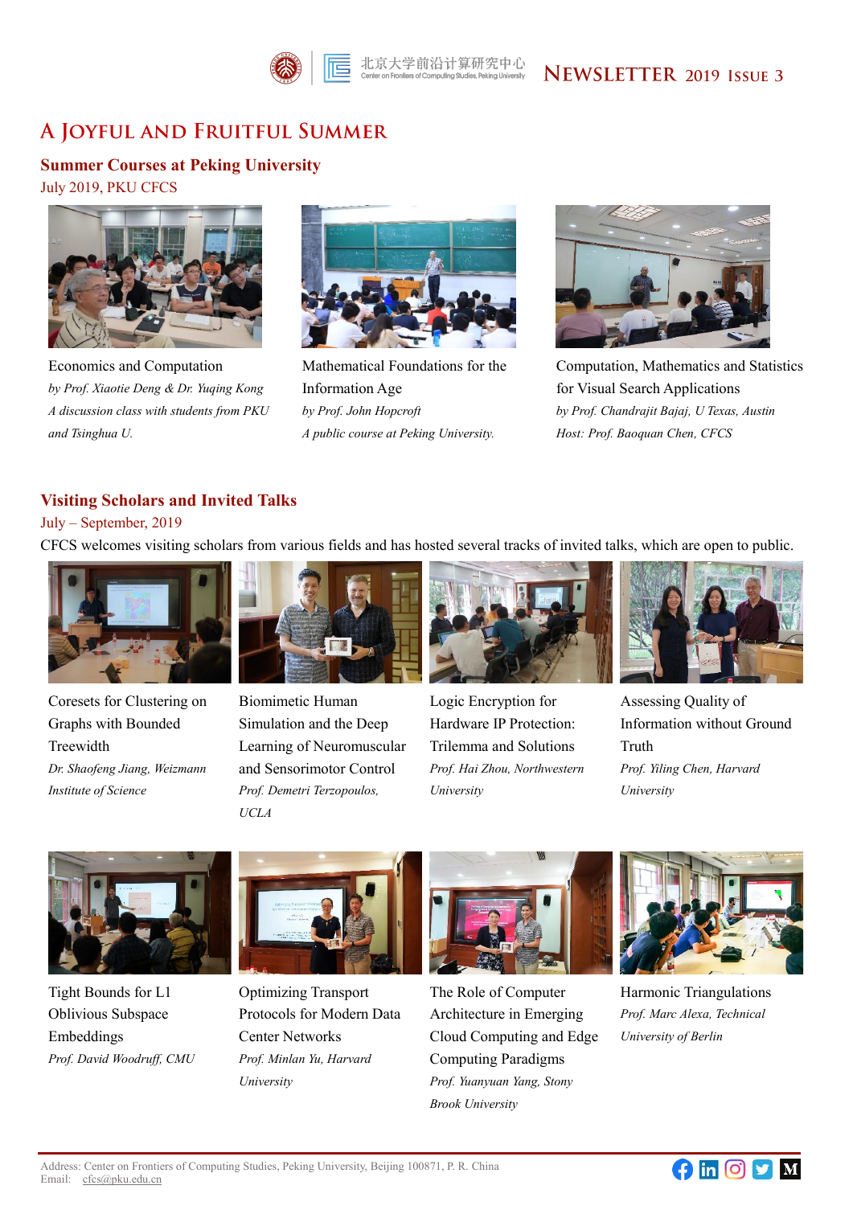# A Joyful and Fruitful Summer

## Summer Courses at Peking University

July 2019, PKU CFCS

Economics and Computation
*by Prof. Xiaotie Deng & Dr. Yuqing Kong*
*A discussion class with students from PKU and Tsinghua U.*

Mathematical Foundations for the Information Age
*by Prof. John Hopcroft*
*A public course at Peking University.*

Computation, Mathematics and Statistics for Visual Search Applications
*by Prof. Chandrajit Bajaj, U Texas, Austin*
*Host: Prof. Baoquan Chen, CFCS*

## Visiting Scholars and Invited Talks

July – September, 2019

CFCS welcomes visiting scholars from various fields and has hosted several tracks of invited talks, which are open to public.

Coresets for Clustering on Graphs with Bounded Treewidth
*Dr. Shaofeng Jiang, Weizmann Institute of Science*

Biomimetic Human Simulation and the Deep Learning of Neuromuscular and Sensorimotor Control
*Prof. Demetri Terzopoulos, UCLA*

Logic Encryption for Hardware IP Protection: Trilemma and Solutions
*Prof. Hai Zhou, Northwestern University*

Assessing Quality of Information without Ground Truth
*Prof. Yiling Chen, Harvard University*

Tight Bounds for L1 Oblivious Subspace Embeddings
*Prof. David Woodruff, CMU*

Optimizing Transport Protocols for Modern Data Center Networks
*Prof. Minlan Yu, Harvard University*

The Role of Computer Architecture in Emerging Cloud Computing and Edge Computing Paradigms
*Prof. Yuanyuan Yang, Stony Brook University*

Harmonic Triangulations
*Prof. Marc Alexa, Technical University of Berlin*

Address: Center on Frontiers of Computing Studies, Peking University, Beijing 100871, P. R. China
Email: cfcs@pku.edu.cn